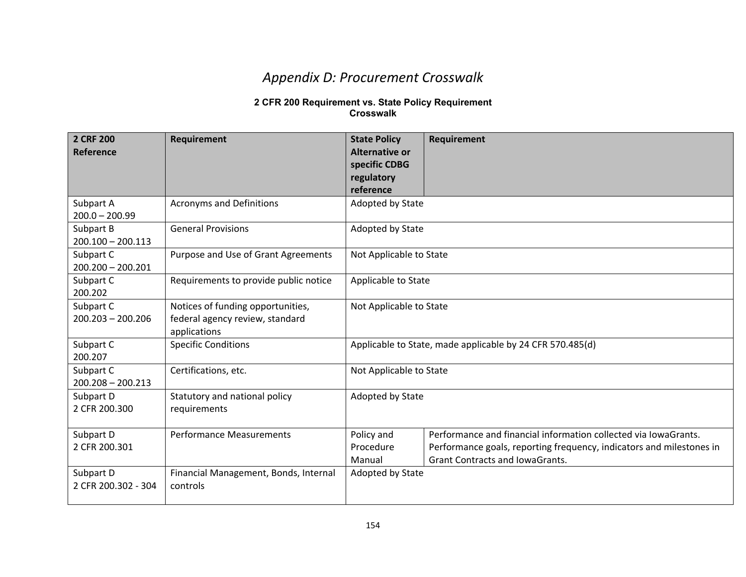# *Appendix D: Procurement Crosswalk*

**2 CFR 200 Requirement vs. State Policy Requirement Crosswalk**

| 2 CRF 200 Reference | Requirement | State Policy Alternative or specific CDBG regulatory reference | Requirement |
|---|---|---|---|
| Subpart A 200.0 – 200.99 | Acronyms and Definitions | Adopted by State | |
| Subpart B 200.100 – 200.113 | General Provisions | Adopted by State | |
| Subpart C 200.200 – 200.201 | Purpose and Use of Grant Agreements | Not Applicable to State | |
| Subpart C 200.202 | Requirements to provide public notice | Applicable to State | |
| Subpart C 200.203 – 200.206 | Notices of funding opportunities, federal agency review, standard applications | Not Applicable to State | |
| Subpart C 200.207 | Specific Conditions | Applicable to State, made applicable by 24 CFR 570.485(d) | |
| Subpart C 200.208 – 200.213 | Certifications, etc. | Not Applicable to State | |
| Subpart D 2 CFR 200.300 | Statutory and national policy requirements | Adopted by State | |
| Subpart D 2 CFR 200.301 | Performance Measurements | Policy and Procedure Manual | Performance and financial information collected via IowaGrants. Performance goals, reporting frequency, indicators and milestones in Grant Contracts and IowaGrants. |
| Subpart D 2 CFR 200.302 - 304 | Financial Management, Bonds, Internal controls | Adopted by State | |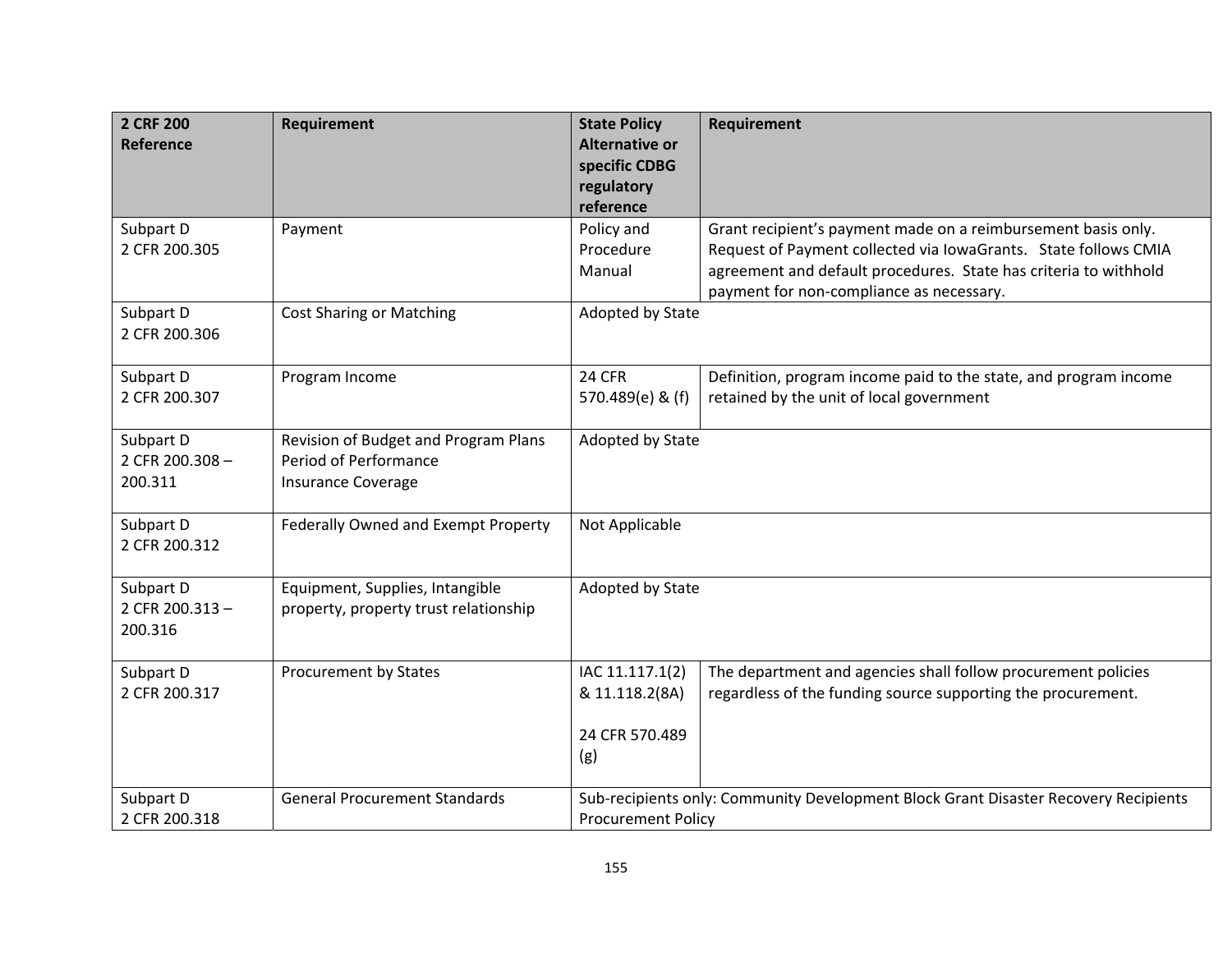| 2 CRF 200 Reference | Requirement | State Policy Alternative or specific CDBG regulatory reference | Requirement |
|---|---|---|---|
| Subpart D<br>2 CFR 200.305 | Payment | Policy and Procedure Manual | Grant recipient's payment made on a reimbursement basis only. Request of Payment collected via IowaGrants. State follows CMIA agreement and default procedures. State has criteria to withhold payment for non-compliance as necessary. |
| Subpart D<br>2 CFR 200.306 | Cost Sharing or Matching | Adopted by State | |
| Subpart D<br>2 CFR 200.307 | Program Income | 24 CFR 570.489(e) & (f) | Definition, program income paid to the state, and program income retained by the unit of local government |
| Subpart D<br>2 CFR 200.308 – 200.311 | Revision of Budget and Program Plans<br>Period of Performance<br>Insurance Coverage | Adopted by State | |
| Subpart D<br>2 CFR 200.312 | Federally Owned and Exempt Property | Not Applicable | |
| Subpart D<br>2 CFR 200.313 – 200.316 | Equipment, Supplies, Intangible property, property trust relationship | Adopted by State | |
| Subpart D<br>2 CFR 200.317 | Procurement by States | IAC 11.117.1(2) & 11.118.2(8A)<br><br>24 CFR 570.489 (g) | The department and agencies shall follow procurement policies regardless of the funding source supporting the procurement. |
| Subpart D<br>2 CFR 200.318 | General Procurement Standards | Sub-recipients only: Community Development Block Grant Disaster Recovery Recipients Procurement Policy | |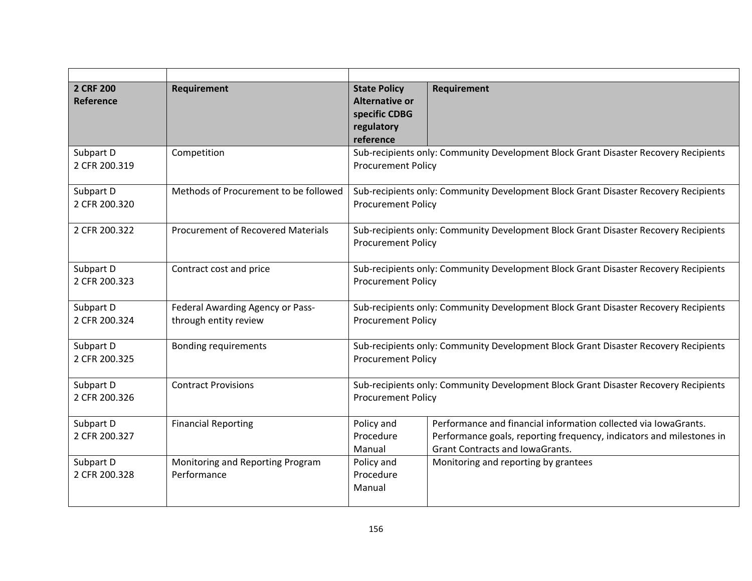| | | | |
|---|---|---|---|
| **2 CRF 200 Reference** | **Requirement** | **State Policy Alternative or specific CDBG regulatory reference** | **Requirement** |
| Subpart D 2 CFR 200.319 | Competition | Sub-recipients only: Community Development Block Grant Disaster Recovery Recipients Procurement Policy | |
| Subpart D 2 CFR 200.320 | Methods of Procurement to be followed | Sub-recipients only: Community Development Block Grant Disaster Recovery Recipients Procurement Policy | |
| 2 CFR 200.322 | Procurement of Recovered Materials | Sub-recipients only: Community Development Block Grant Disaster Recovery Recipients Procurement Policy | |
| Subpart D 2 CFR 200.323 | Contract cost and price | Sub-recipients only: Community Development Block Grant Disaster Recovery Recipients Procurement Policy | |
| Subpart D 2 CFR 200.324 | Federal Awarding Agency or Pass-through entity review | Sub-recipients only: Community Development Block Grant Disaster Recovery Recipients Procurement Policy | |
| Subpart D 2 CFR 200.325 | Bonding requirements | Sub-recipients only: Community Development Block Grant Disaster Recovery Recipients Procurement Policy | |
| Subpart D 2 CFR 200.326 | Contract Provisions | Sub-recipients only: Community Development Block Grant Disaster Recovery Recipients Procurement Policy | |
| Subpart D 2 CFR 200.327 | Financial Reporting | Policy and Procedure Manual | Performance and financial information collected via IowaGrants. Performance goals, reporting frequency, indicators and milestones in Grant Contracts and IowaGrants. |
| Subpart D 2 CFR 200.328 | Monitoring and Reporting Program Performance | Policy and Procedure Manual | Monitoring and reporting by grantees |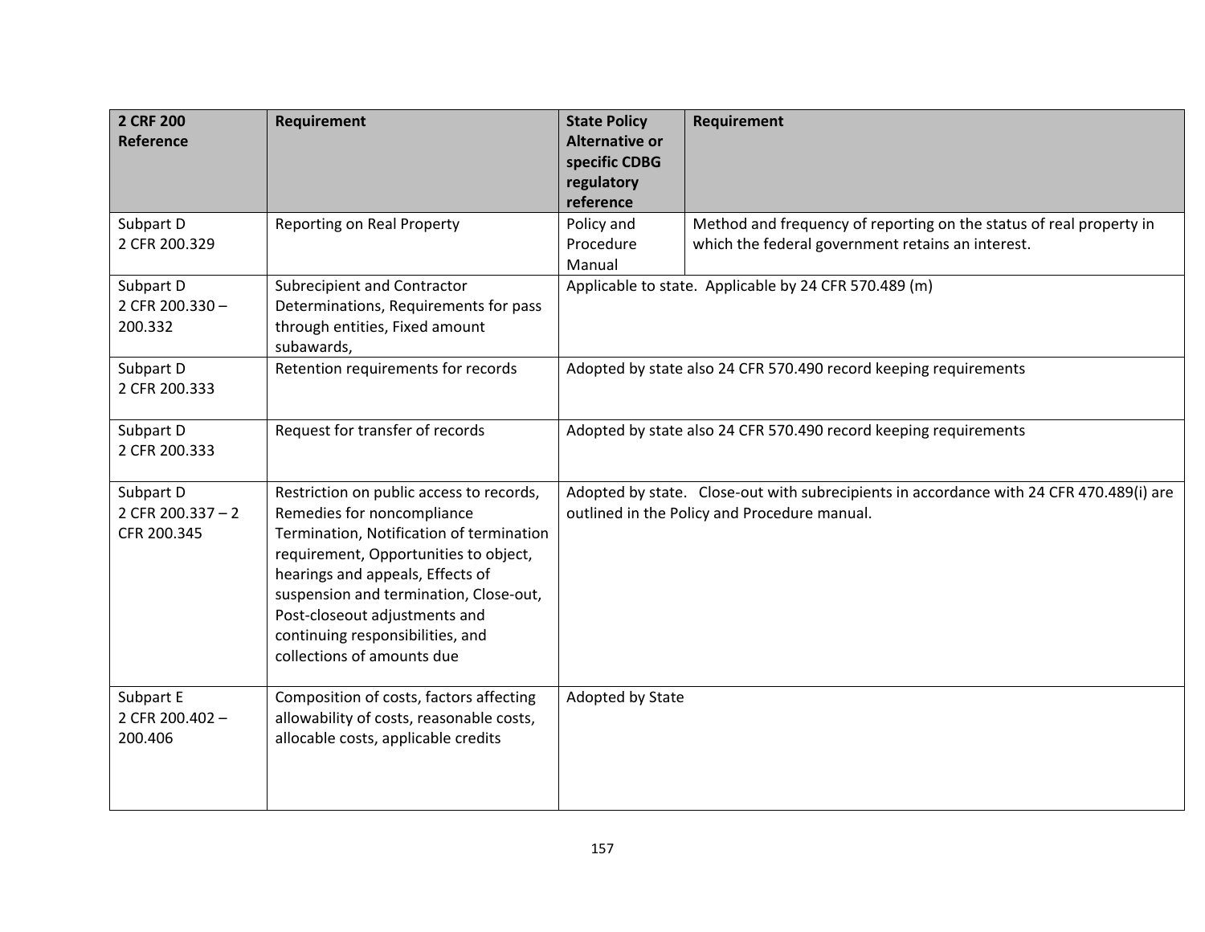| 2 CRF 200 Reference | Requirement | State Policy Alternative or specific CDBG regulatory reference | Requirement |
|---|---|---|---|
| Subpart D 2 CFR 200.329 | Reporting on Real Property | Policy and Procedure Manual | Method and frequency of reporting on the status of real property in which the federal government retains an interest. |
| Subpart D 2 CFR 200.330 – 200.332 | Subrecipient and Contractor Determinations, Requirements for pass through entities, Fixed amount subawards, | Applicable to state. Applicable by 24 CFR 570.489 (m) | |
| Subpart D 2 CFR 200.333 | Retention requirements for records | Adopted by state also 24 CFR 570.490 record keeping requirements | |
| Subpart D 2 CFR 200.333 | Request for transfer of records | Adopted by state also 24 CFR 570.490 record keeping requirements | |
| Subpart D 2 CFR 200.337 – 2 CFR 200.345 | Restriction on public access to records, Remedies for noncompliance Termination, Notification of termination requirement, Opportunities to object, hearings and appeals, Effects of suspension and termination, Close-out, Post-closeout adjustments and continuing responsibilities, and collections of amounts due | Adopted by state. Close-out with subrecipients in accordance with 24 CFR 470.489(i) are outlined in the Policy and Procedure manual. | |
| Subpart E 2 CFR 200.402 – 200.406 | Composition of costs, factors affecting allowability of costs, reasonable costs, allocable costs, applicable credits | Adopted by State | |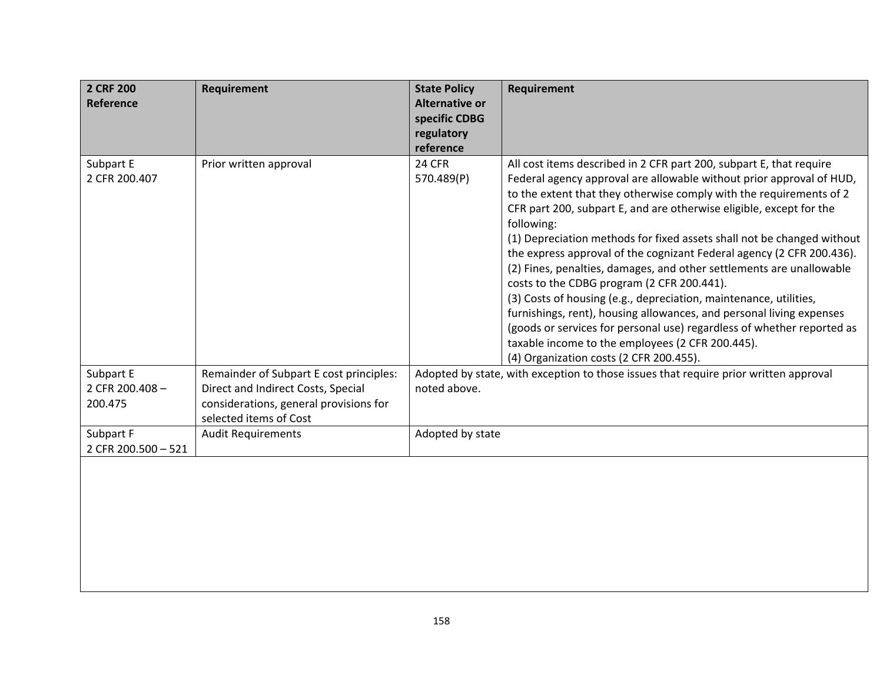| 2 CRF 200 Reference | Requirement | State Policy Alternative or specific CDBG regulatory reference | Requirement |
|---|---|---|---|
| Subpart E<br>2 CFR 200.407 | Prior written approval | 24 CFR 570.489(P) | All cost items described in 2 CFR part 200, subpart E, that require Federal agency approval are allowable without prior approval of HUD, to the extent that they otherwise comply with the requirements of 2 CFR part 200, subpart E, and are otherwise eligible, except for the following:<br>(1) Depreciation methods for fixed assets shall not be changed without the express approval of the cognizant Federal agency (2 CFR 200.436).<br>(2) Fines, penalties, damages, and other settlements are unallowable costs to the CDBG program (2 CFR 200.441).<br>(3) Costs of housing (e.g., depreciation, maintenance, utilities, furnishings, rent), housing allowances, and personal living expenses (goods or services for personal use) regardless of whether reported as taxable income to the employees (2 CFR 200.445).<br>(4) Organization costs (2 CFR 200.455). |
| Subpart E<br>2 CFR 200.408 – 200.475 | Remainder of Subpart E cost principles: Direct and Indirect Costs, Special considerations, general provisions for selected items of Cost | Adopted by state, with exception to those issues that require prior written approval noted above. | |
| Subpart F<br>2 CFR 200.500 – 521 | Audit Requirements | Adopted by state | |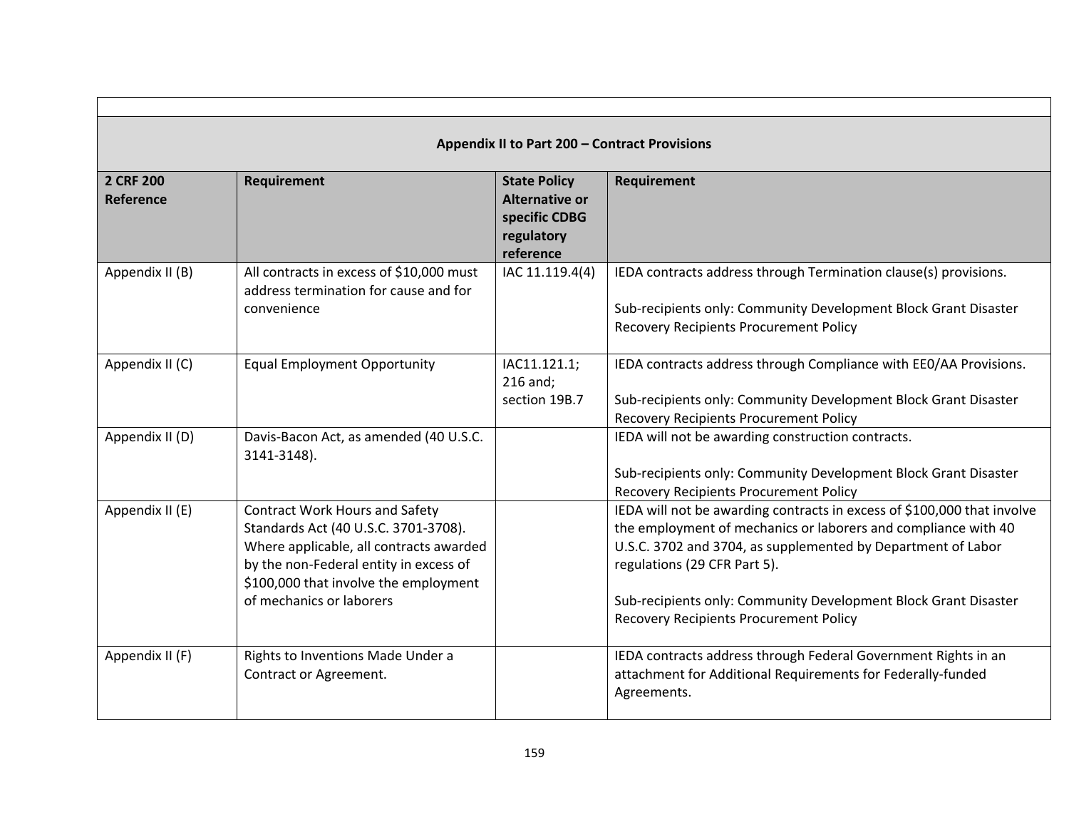| Appendix II to Part 200 – Contract Provisions | | | |
|---|---|---|---|
| **2 CRF 200 Reference** | **Requirement** | **State Policy Alternative or specific CDBG regulatory reference** | **Requirement** |
| Appendix II (B) | All contracts in excess of $10,000 must address termination for cause and for convenience | IAC 11.119.4(4) | IEDA contracts address through Termination clause(s) provisions.<br><br>Sub-recipients only: Community Development Block Grant Disaster Recovery Recipients Procurement Policy |
| Appendix II (C) | Equal Employment Opportunity | IAC11.121.1; 216 and; section 19B.7 | IEDA contracts address through Compliance with EE0/AA Provisions.<br><br>Sub-recipients only: Community Development Block Grant Disaster Recovery Recipients Procurement Policy |
| Appendix II (D) | Davis-Bacon Act, as amended (40 U.S.C. 3141-3148). | | IEDA will not be awarding construction contracts.<br><br>Sub-recipients only: Community Development Block Grant Disaster Recovery Recipients Procurement Policy |
| Appendix II (E) | Contract Work Hours and Safety Standards Act (40 U.S.C. 3701-3708). Where applicable, all contracts awarded by the non-Federal entity in excess of $100,000 that involve the employment of mechanics or laborers | | IEDA will not be awarding contracts in excess of $100,000 that involve the employment of mechanics or laborers and compliance with 40 U.S.C. 3702 and 3704, as supplemented by Department of Labor regulations (29 CFR Part 5).<br><br>Sub-recipients only: Community Development Block Grant Disaster Recovery Recipients Procurement Policy |
| Appendix II (F) | Rights to Inventions Made Under a Contract or Agreement. | | IEDA contracts address through Federal Government Rights in an attachment for Additional Requirements for Federally-funded Agreements. |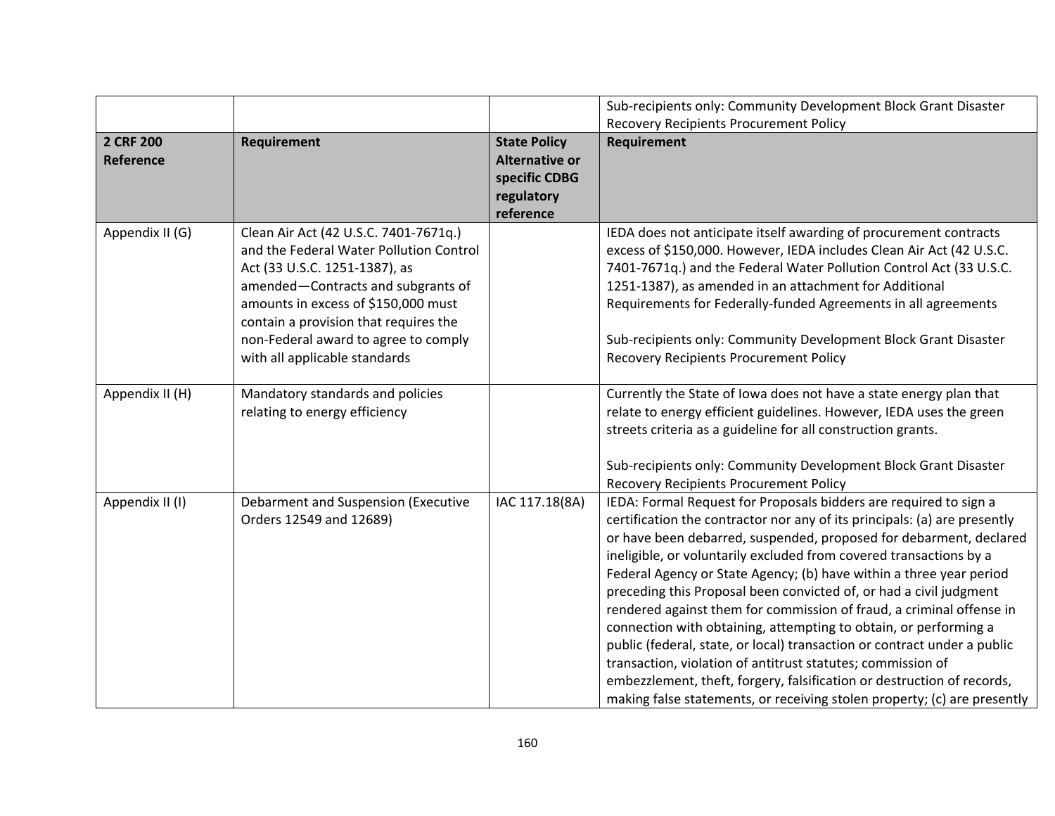| | | | Sub-recipients only: Community Development Block Grant Disaster Recovery Recipients Procurement Policy |
|---|---|---|---|
| **2 CRF 200 Reference** | **Requirement** | **State Policy Alternative or specific CDBG regulatory reference** | **Requirement** |
| Appendix II (G) | Clean Air Act (42 U.S.C. 7401-7671q.) and the Federal Water Pollution Control Act (33 U.S.C. 1251-1387), as amended—Contracts and subgrants of amounts in excess of $150,000 must contain a provision that requires the non-Federal award to agree to comply with all applicable standards | | IEDA does not anticipate itself awarding of procurement contracts excess of $150,000. However, IEDA includes Clean Air Act (42 U.S.C. 7401-7671q.) and the Federal Water Pollution Control Act (33 U.S.C. 1251-1387), as amended in an attachment for Additional Requirements for Federally-funded Agreements in all agreements<br><br>Sub-recipients only: Community Development Block Grant Disaster Recovery Recipients Procurement Policy |
| Appendix II (H) | Mandatory standards and policies relating to energy efficiency | | Currently the State of Iowa does not have a state energy plan that relate to energy efficient guidelines. However, IEDA uses the green streets criteria as a guideline for all construction grants.<br><br>Sub-recipients only: Community Development Block Grant Disaster Recovery Recipients Procurement Policy |
| Appendix II (I) | Debarment and Suspension (Executive Orders 12549 and 12689) | IAC 117.18(8A) | IEDA: Formal Request for Proposals bidders are required to sign a certification the contractor nor any of its principals: (a) are presently or have been debarred, suspended, proposed for debarment, declared ineligible, or voluntarily excluded from covered transactions by a Federal Agency or State Agency; (b) have within a three year period preceding this Proposal been convicted of, or had a civil judgment rendered against them for commission of fraud, a criminal offense in connection with obtaining, attempting to obtain, or performing a public (federal, state, or local) transaction or contract under a public transaction, violation of antitrust statutes; commission of embezzlement, theft, forgery, falsification or destruction of records, making false statements, or receiving stolen property; (c) are presently |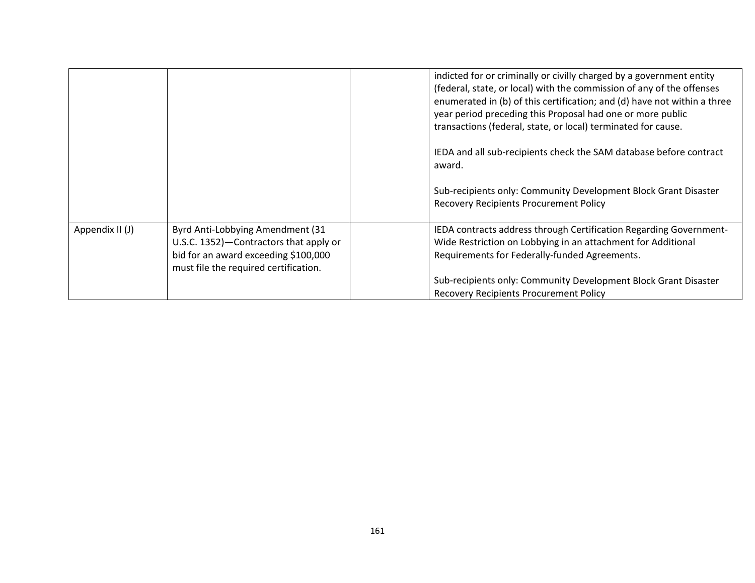| | | | |
|---|---|---|---|
| | | | indicted for or criminally or civilly charged by a government entity (federal, state, or local) with the commission of any of the offenses enumerated in (b) of this certification; and (d) have not within a three year period preceding this Proposal had one or more public transactions (federal, state, or local) terminated for cause.<br><br>IEDA and all sub-recipients check the SAM database before contract award.<br><br>Sub-recipients only: Community Development Block Grant Disaster Recovery Recipients Procurement Policy |
| Appendix II (J) | Byrd Anti-Lobbying Amendment (31 U.S.C. 1352)—Contractors that apply or bid for an award exceeding $100,000 must file the required certification. | | IEDA contracts address through Certification Regarding Government-Wide Restriction on Lobbying in an attachment for Additional Requirements for Federally-funded Agreements.<br><br>Sub-recipients only: Community Development Block Grant Disaster Recovery Recipients Procurement Policy |